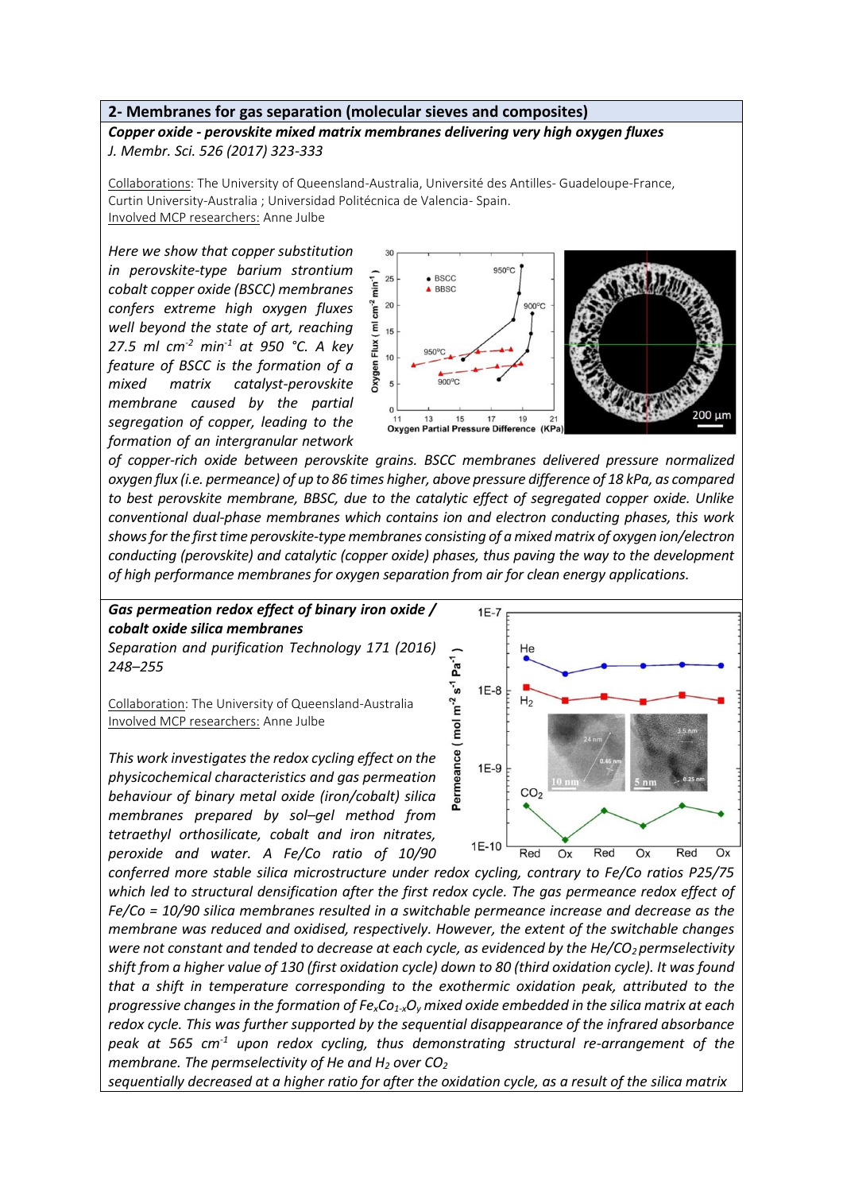## 2- Membranes for gas separation (molecular sieves and composites)

***Copper oxide - perovskite mixed matrix membranes delivering very high oxygen fluxes***

*J. Membr. Sci. 526 (2017) 323-333*

Collaborations: The University of Queensland-Australia, Université des Antilles- Guadeloupe-France, Curtin University-Australia ; Universidad Politécnica de Valencia- Spain.
Involved MCP researchers: Anne Julbe

*Here we show that copper substitution in perovskite-type barium strontium cobalt copper oxide (BSCC) membranes confers extreme high oxygen fluxes well beyond the state of art, reaching 27.5 ml cm$^{-2}$ min$^{-1}$ at 950 °C. A key feature of BSCC is the formation of a mixed matrix catalyst-perovskite membrane caused by the partial segregation of copper, leading to the formation of an intergranular network of copper-rich oxide between perovskite grains. BSCC membranes delivered pressure normalized oxygen flux (i.e. permeance) of up to 86 times higher, above pressure difference of 18 kPa, as compared to best perovskite membrane, BBSC, due to the catalytic effect of segregated copper oxide. Unlike conventional dual-phase membranes which contains ion and electron conducting phases, this work shows for the first time perovskite-type membranes consisting of a mixed matrix of oxygen ion/electron conducting (perovskite) and catalytic (copper oxide) phases, thus paving the way to the development of high performance membranes for oxygen separation from air for clean energy applications.*

***Gas permeation redox effect of binary iron oxide / cobalt oxide silica membranes***

*Separation and purification Technology 171 (2016) 248–255*

Collaboration: The University of Queensland-Australia
Involved MCP researchers: Anne Julbe

*This work investigates the redox cycling effect on the physicochemical characteristics and gas permeation behaviour of binary metal oxide (iron/cobalt) silica membranes prepared by sol–gel method from tetraethyl orthosilicate, cobalt and iron nitrates, peroxide and water. A Fe/Co ratio of 10/90 conferred more stable silica microstructure under redox cycling, contrary to Fe/Co ratios P25/75 which led to structural densification after the first redox cycle. The gas permeance redox effect of Fe/Co = 10/90 silica membranes resulted in a switchable permeance increase and decrease as the membrane was reduced and oxidised, respectively. However, the extent of the switchable changes were not constant and tended to decrease at each cycle, as evidenced by the He/$CO_2$ permselectivity shift from a higher value of 130 (first oxidation cycle) down to 80 (third oxidation cycle). It was found that a shift in temperature corresponding to the exothermic oxidation peak, attributed to the progressive changes in the formation of $Fe_xCo_{1-x}O_y$ mixed oxide embedded in the silica matrix at each redox cycle. This was further supported by the sequential disappearance of the infrared absorbance peak at 565 cm$^{-1}$ upon redox cycling, thus demonstrating structural re-arrangement of the membrane. The permselectivity of He and $H_2$ over $CO_2$ sequentially decreased at a higher ratio for after the oxidation cycle, as a result of the silica matrix*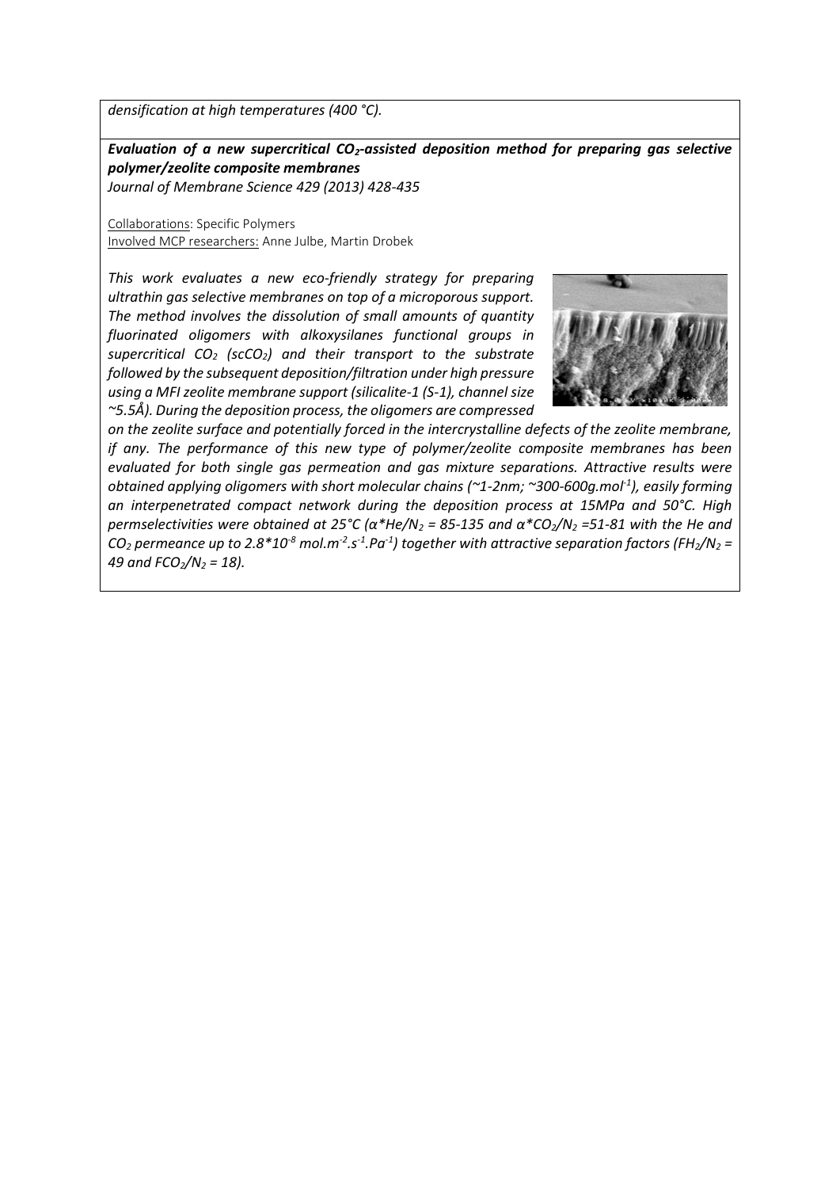*densification at high temperatures (400 °C).*

***Evaluation of a new supercritical $CO_2$-assisted deposition method for preparing gas selective polymer/zeolite composite membranes***

*Journal of Membrane Science 429 (2013) 428-435*

Collaborations: Specific Polymers

Involved MCP researchers: Anne Julbe, Martin Drobek

*This work evaluates a new eco-friendly strategy for preparing ultrathin gas selective membranes on top of a microporous support. The method involves the dissolution of small amounts of quantity fluorinated oligomers with alkoxysilanes functional groups in supercritical $CO_2$ ($scCO_2$) and their transport to the substrate followed by the subsequent deposition/filtration under high pressure using a MFI zeolite membrane support (silicalite-1 (S-1), channel size ~5.5Å). During the deposition process, the oligomers are compressed on the zeolite surface and potentially forced in the intercrystalline defects of the zeolite membrane, if any. The performance of this new type of polymer/zeolite composite membranes has been evaluated for both single gas permeation and gas mixture separations. Attractive results were obtained applying oligomers with short molecular chains (~1-2nm; ~300-600g.mol$^{-1}$), easily forming an interpenetrated compact network during the deposition process at 15MPa and 50°C. High permselectivities were obtained at 25°C ($\alpha^*He/N_2$ = 85-135 and $\alpha^*CO_2/N_2$ =51-81 with the He and $CO_2$ permeance up to $2.8*10^{-8}$ mol.m$^{-2}$.s$^{-1}$.Pa$^{-1}$) together with attractive separation factors ($FH_2/N_2$ = 49 and $FCO_2/N_2$ = 18).*